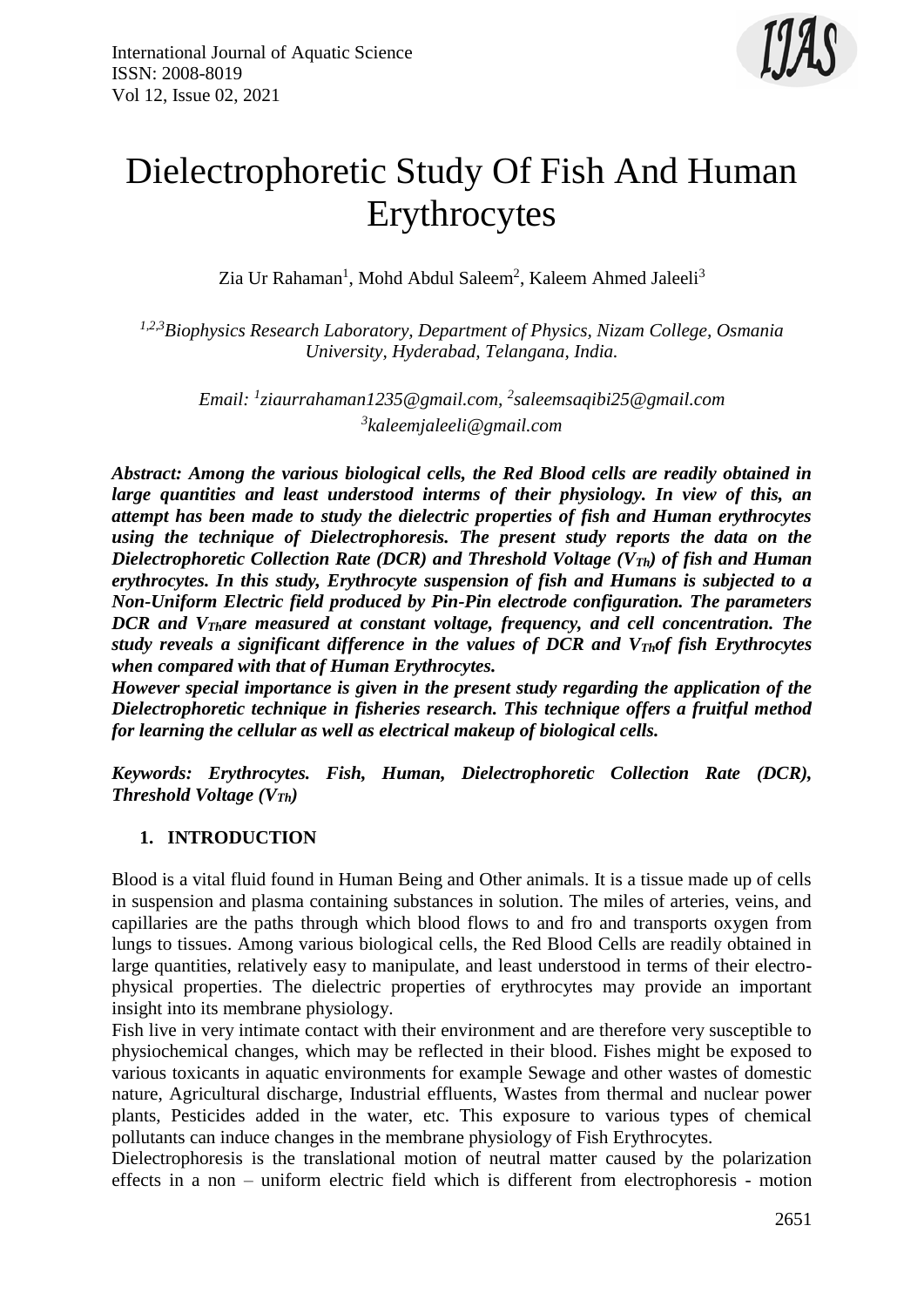# Dielectrophoretic Study Of Fish And Human Erythrocytes

Zia Ur Rahaman[1], Mohd Abdul Saleem[2], Kaleem Ahmed Jaleeli[3]

*[1,2,3]Biophysics Research Laboratory, Department of Physics, Nizam College, Osmania University, Hyderabad, Telangana, India.*

*Email: [1]ziaurrahaman1235@gmail.com, [2]saleemsaqibi25@gmail.com [3]kaleemjaleeli@gmail.com*

***Abstract: Among the various biological cells, the Red Blood cells are readily obtained in large quantities and least understood interms of their physiology. In view of this, an attempt has been made to study the dielectric properties of fish and Human erythrocytes using the technique of Dielectrophoresis. The present study reports the data on the Dielectrophoretic Collection Rate (DCR) and Threshold Voltage ($V_{Th}$) of fish and Human erythrocytes. In this study, Erythrocyte suspension of fish and Humans is subjected to a Non-Uniform Electric field produced by Pin-Pin electrode configuration. The parameters DCR and $V_{Th}$are measured at constant voltage, frequency, and cell concentration. The study reveals a significant difference in the values of DCR and $V_{Th}$of fish Erythrocytes when compared with that of Human Erythrocytes.***

***However special importance is given in the present study regarding the application of the Dielectrophoretic technique in fisheries research. This technique offers a fruitful method for learning the cellular as well as electrical makeup of biological cells.***

***Keywords: Erythrocytes. Fish, Human, Dielectrophoretic Collection Rate (DCR), Threshold Voltage ($V_{Th}$)***

## 1. INTRODUCTION

Blood is a vital fluid found in Human Being and Other animals. It is a tissue made up of cells in suspension and plasma containing substances in solution. The miles of arteries, veins, and capillaries are the paths through which blood flows to and fro and transports oxygen from lungs to tissues. Among various biological cells, the Red Blood Cells are readily obtained in large quantities, relatively easy to manipulate, and least understood in terms of their electro-physical properties. The dielectric properties of erythrocytes may provide an important insight into its membrane physiology.

Fish live in very intimate contact with their environment and are therefore very susceptible to physiochemical changes, which may be reflected in their blood. Fishes might be exposed to various toxicants in aquatic environments for example Sewage and other wastes of domestic nature, Agricultural discharge, Industrial effluents, Wastes from thermal and nuclear power plants, Pesticides added in the water, etc. This exposure to various types of chemical pollutants can induce changes in the membrane physiology of Fish Erythrocytes.

Dielectrophoresis is the translational motion of neutral matter caused by the polarization effects in a non – uniform electric field which is different from electrophoresis - motion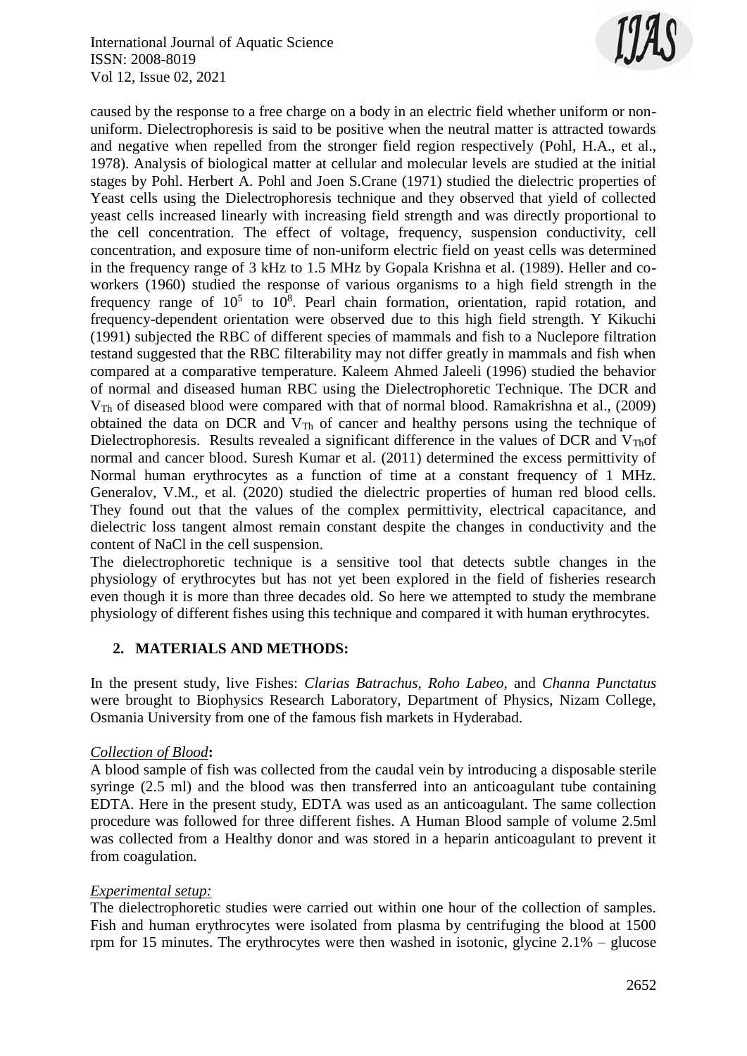caused by the response to a free charge on a body in an electric field whether uniform or non-uniform. Dielectrophoresis is said to be positive when the neutral matter is attracted towards and negative when repelled from the stronger field region respectively (Pohl, H.A., et al., 1978). Analysis of biological matter at cellular and molecular levels are studied at the initial stages by Pohl. Herbert A. Pohl and Joen S.Crane (1971) studied the dielectric properties of Yeast cells using the Dielectrophoresis technique and they observed that yield of collected yeast cells increased linearly with increasing field strength and was directly proportional to the cell concentration. The effect of voltage, frequency, suspension conductivity, cell concentration, and exposure time of non-uniform electric field on yeast cells was determined in the frequency range of 3 kHz to 1.5 MHz by Gopala Krishna et al. (1989). Heller and co-workers (1960) studied the response of various organisms to a high field strength in the frequency range of $10^5$ to $10^8$. Pearl chain formation, orientation, rapid rotation, and frequency-dependent orientation were observed due to this high field strength. Y Kikuchi (1991) subjected the RBC of different species of mammals and fish to a Nuclepore filtration testand suggested that the RBC filterability may not differ greatly in mammals and fish when compared at a comparative temperature. Kaleem Ahmed Jaleeli (1996) studied the behavior of normal and diseased human RBC using the Dielectrophoretic Technique. The DCR and $V_{Th}$ of diseased blood were compared with that of normal blood. Ramakrishna et al., (2009) obtained the data on DCR and $V_{Th}$ of cancer and healthy persons using the technique of Dielectrophoresis. Results revealed a significant difference in the values of DCR and $V_{Th}$of normal and cancer blood. Suresh Kumar et al. (2011) determined the excess permittivity of Normal human erythrocytes as a function of time at a constant frequency of 1 MHz. Generalov, V.M., et al. (2020) studied the dielectric properties of human red blood cells. They found out that the values of the complex permittivity, electrical capacitance, and dielectric loss tangent almost remain constant despite the changes in conductivity and the content of NaCl in the cell suspension.

The dielectrophoretic technique is a sensitive tool that detects subtle changes in the physiology of erythrocytes but has not yet been explored in the field of fisheries research even though it is more than three decades old. So here we attempted to study the membrane physiology of different fishes using this technique and compared it with human erythrocytes.

## 2. MATERIALS AND METHODS:

In the present study, live Fishes: *Clarias Batrachus*, *Roho Labeo*, and *Channa Punctatus* were brought to Biophysics Research Laboratory, Department of Physics, Nizam College, Osmania University from one of the famous fish markets in Hyderabad.

### *Collection of Blood*:

A blood sample of fish was collected from the caudal vein by introducing a disposable sterile syringe (2.5 ml) and the blood was then transferred into an anticoagulant tube containing EDTA. Here in the present study, EDTA was used as an anticoagulant. The same collection procedure was followed for three different fishes. A Human Blood sample of volume 2.5ml was collected from a Healthy donor and was stored in a heparin anticoagulant to prevent it from coagulation.

### *Experimental setup:*

The dielectrophoretic studies were carried out within one hour of the collection of samples. Fish and human erythrocytes were isolated from plasma by centrifuging the blood at 1500 rpm for 15 minutes. The erythrocytes were then washed in isotonic, glycine 2.1% – glucose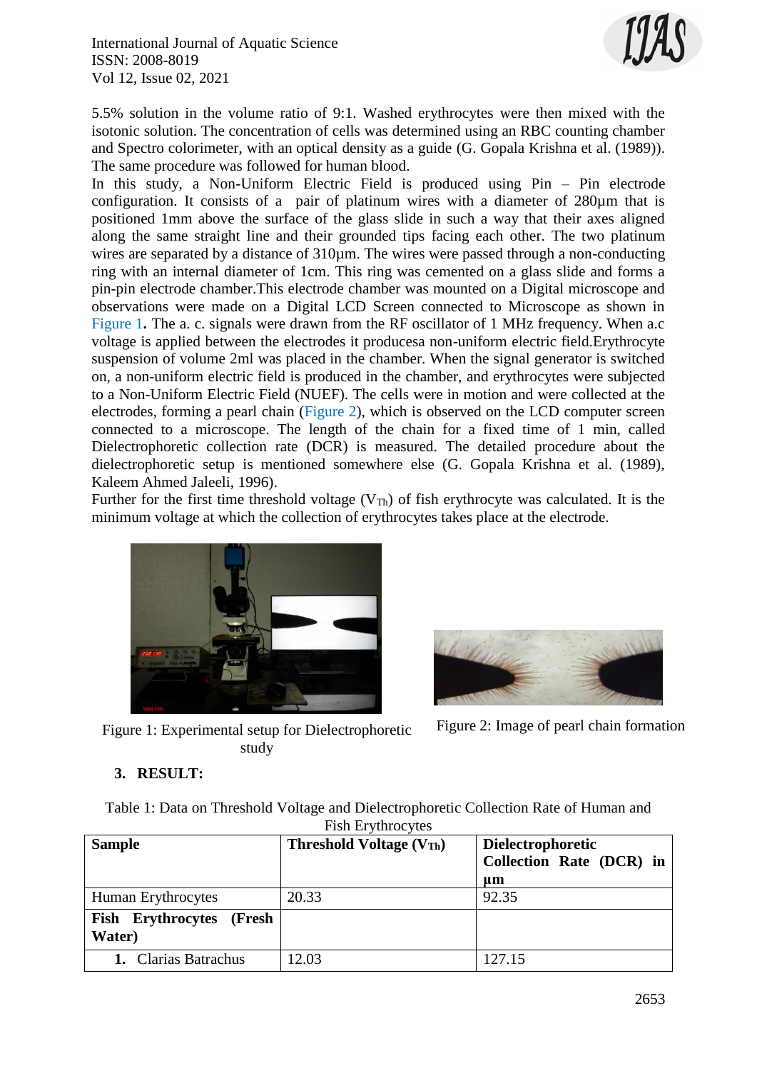5.5% solution in the volume ratio of 9:1. Washed erythrocytes were then mixed with the isotonic solution. The concentration of cells was determined using an RBC counting chamber and Spectro colorimeter, with an optical density as a guide (G. Gopala Krishna et al. (1989)). The same procedure was followed for human blood.

In this study, a Non-Uniform Electric Field is produced using Pin – Pin electrode configuration. It consists of a pair of platinum wires with a diameter of 280µm that is positioned 1mm above the surface of the glass slide in such a way that their axes aligned along the same straight line and their grounded tips facing each other. The two platinum wires are separated by a distance of 310µm. The wires were passed through a non-conducting ring with an internal diameter of 1cm. This ring was cemented on a glass slide and forms a pin-pin electrode chamber.This electrode chamber was mounted on a Digital microscope and observations were made on a Digital LCD Screen connected to Microscope as shown in Figure 1**.** The a. c. signals were drawn from the RF oscillator of 1 MHz frequency. When a.c voltage is applied between the electrodes it producesa non-uniform electric field.Erythrocyte suspension of volume 2ml was placed in the chamber. When the signal generator is switched on, a non-uniform electric field is produced in the chamber, and erythrocytes were subjected to a Non-Uniform Electric Field (NUEF). The cells were in motion and were collected at the electrodes, forming a pearl chain (Figure 2), which is observed on the LCD computer screen connected to a microscope. The length of the chain for a fixed time of 1 min, called Dielectrophoretic collection rate (DCR) is measured. The detailed procedure about the dielectrophoretic setup is mentioned somewhere else (G. Gopala Krishna et al. (1989), Kaleem Ahmed Jaleeli, 1996).

Further for the first time threshold voltage ($V_{Th}$) of fish erythrocyte was calculated. It is the minimum voltage at which the collection of erythrocytes takes place at the electrode.

Figure 1: Experimental setup for Dielectrophoretic study

Figure 2: Image of pearl chain formation

## 3. RESULT:

Table 1: Data on Threshold Voltage and Dielectrophoretic Collection Rate of Human and Fish Erythrocytes

| **Sample** | **Threshold Voltage ($V_{Th}$)** | **Dielectrophoretic Collection Rate (DCR) in µm** |
|---|---|---|
| Human Erythrocytes | 20.33 | 92.35 |
| **Fish Erythrocytes (Fresh Water)** | | |
| **1.** Clarias Batrachus | 12.03 | 127.15 |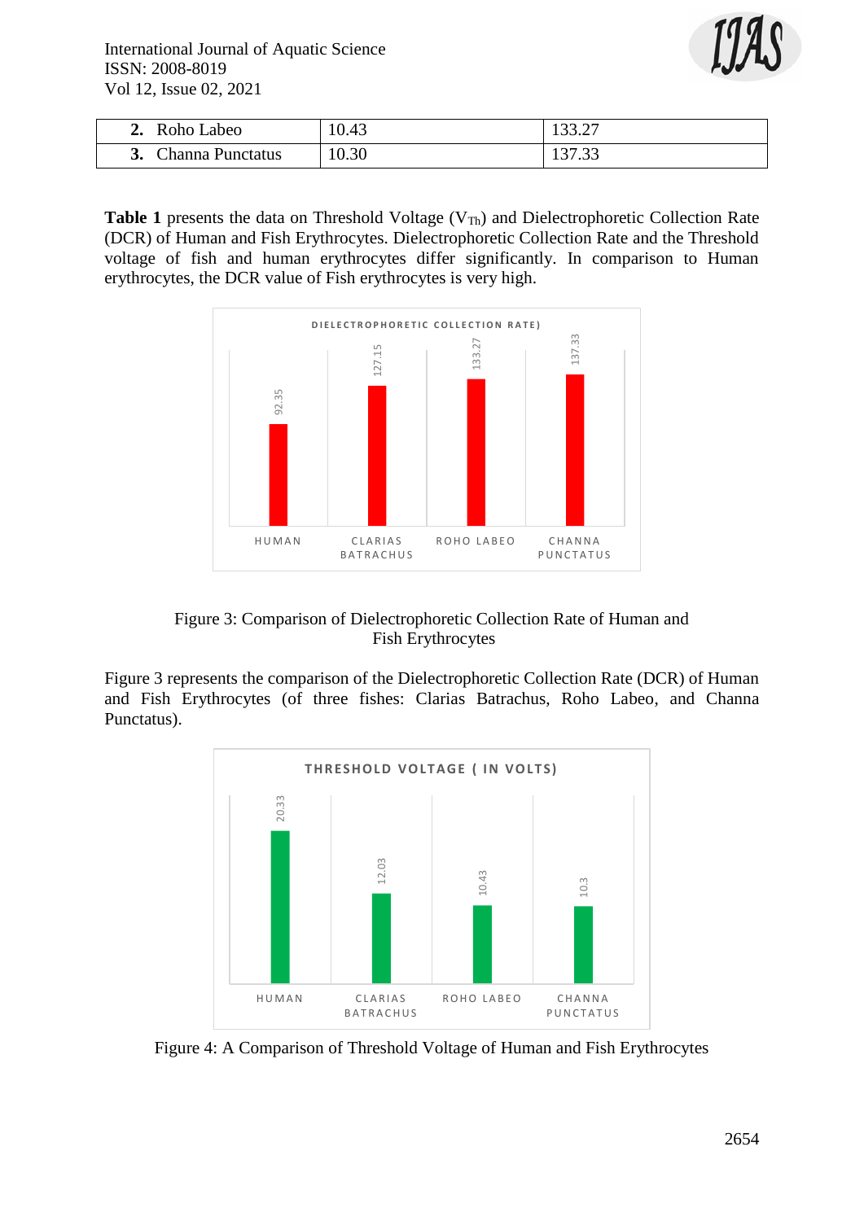| 2. Roho Labeo | 10.43 | 133.27 |
|---|---|---|
| 3. Channa Punctatus | 10.30 | 137.33 |

**Table 1** presents the data on Threshold Voltage ($V_{Th}$) and Dielectrophoretic Collection Rate (DCR) of Human and Fish Erythrocytes. Dielectrophoretic Collection Rate and the Threshold voltage of fish and human erythrocytes differ significantly. In comparison to Human erythrocytes, the DCR value of Fish erythrocytes is very high.

Figure 3: Comparison of Dielectrophoretic Collection Rate of Human and Fish Erythrocytes

Figure 3 represents the comparison of the Dielectrophoretic Collection Rate (DCR) of Human and Fish Erythrocytes (of three fishes: Clarias Batrachus, Roho Labeo, and Channa Punctatus).

Figure 4: A Comparison of Threshold Voltage of Human and Fish Erythrocytes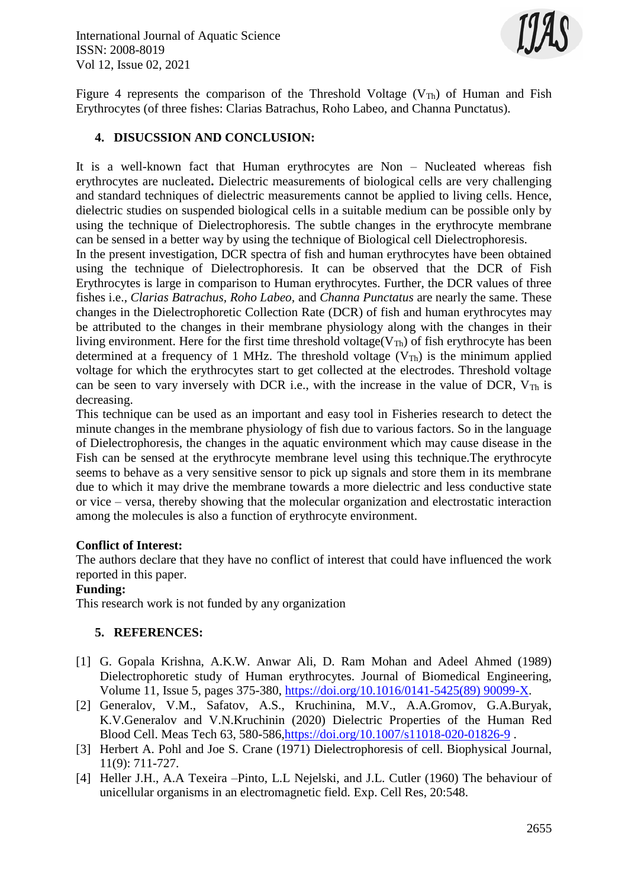Figure 4 represents the comparison of the Threshold Voltage ($V_{Th}$) of Human and Fish Erythrocytes (of three fishes: Clarias Batrachus, Roho Labeo, and Channa Punctatus).

## 4. DISUCSSION AND CONCLUSION:

It is a well-known fact that Human erythrocytes are Non – Nucleated whereas fish erythrocytes are nucleated**.** Dielectric measurements of biological cells are very challenging and standard techniques of dielectric measurements cannot be applied to living cells. Hence, dielectric studies on suspended biological cells in a suitable medium can be possible only by using the technique of Dielectrophoresis. The subtle changes in the erythrocyte membrane can be sensed in a better way by using the technique of Biological cell Dielectrophoresis.

In the present investigation, DCR spectra of fish and human erythrocytes have been obtained using the technique of Dielectrophoresis. It can be observed that the DCR of Fish Erythrocytes is large in comparison to Human erythrocytes. Further, the DCR values of three fishes i.e., *Clarias Batrachus, Roho Labeo,* and *Channa Punctatus* are nearly the same. These changes in the Dielectrophoretic Collection Rate (DCR) of fish and human erythrocytes may be attributed to the changes in their membrane physiology along with the changes in their living environment. Here for the first time threshold voltage($V_{Th}$) of fish erythrocyte has been determined at a frequency of 1 MHz. The threshold voltage ($V_{Th}$) is the minimum applied voltage for which the erythrocytes start to get collected at the electrodes. Threshold voltage can be seen to vary inversely with DCR i.e., with the increase in the value of DCR, $V_{Th}$ is decreasing.

This technique can be used as an important and easy tool in Fisheries research to detect the minute changes in the membrane physiology of fish due to various factors. So in the language of Dielectrophoresis, the changes in the aquatic environment which may cause disease in the Fish can be sensed at the erythrocyte membrane level using this technique.The erythrocyte seems to behave as a very sensitive sensor to pick up signals and store them in its membrane due to which it may drive the membrane towards a more dielectric and less conductive state or vice – versa, thereby showing that the molecular organization and electrostatic interaction among the molecules is also a function of erythrocyte environment.

**Conflict of Interest:**

The authors declare that they have no conflict of interest that could have influenced the work reported in this paper.

**Funding:**

This research work is not funded by any organization

## 5. REFERENCES:

[1] G. Gopala Krishna, A.K.W. Anwar Ali, D. Ram Mohan and Adeel Ahmed (1989) Dielectrophoretic study of Human erythrocytes. Journal of Biomedical Engineering, Volume 11, Issue 5, pages 375-380, https://doi.org/10.1016/0141-5425(89) 90099-X.

[2] Generalov, V.M., Safatov, A.S., Kruchinina, M.V., A.A.Gromov, G.A.Buryak, K.V.Generalov and V.N.Kruchinin (2020) Dielectric Properties of the Human Red Blood Cell. Meas Tech 63, 580-586,https://doi.org/10.1007/s11018-020-01826-9 .

[3] Herbert A. Pohl and Joe S. Crane (1971) Dielectrophoresis of cell. Biophysical Journal, 11(9): 711-727.

[4] Heller J.H., A.A Texeira –Pinto, L.L Nejelski, and J.L. Cutler (1960) The behaviour of unicellular organisms in an electromagnetic field. Exp. Cell Res, 20:548.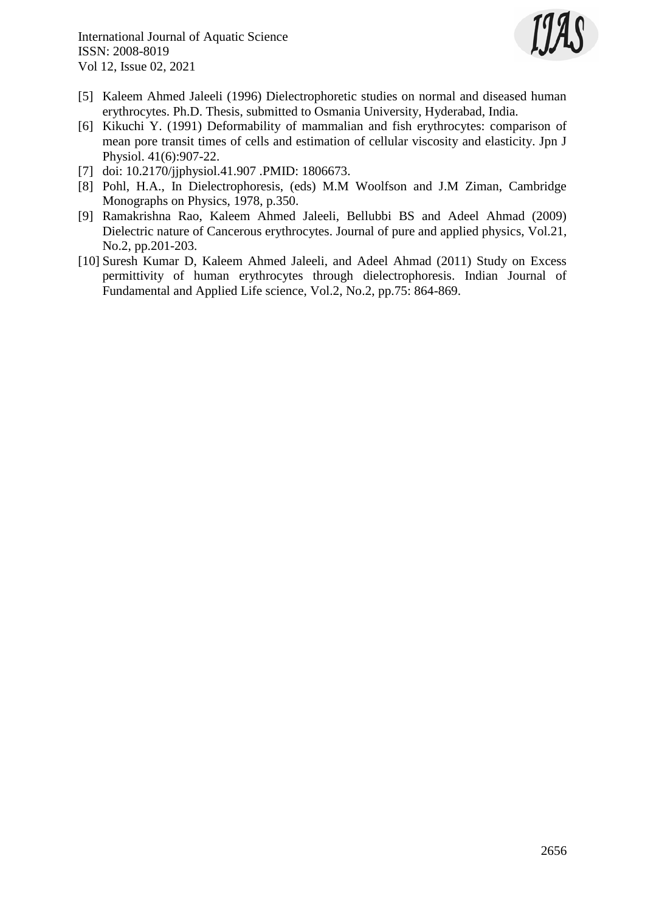[5] Kaleem Ahmed Jaleeli (1996) Dielectrophoretic studies on normal and diseased human erythrocytes. Ph.D. Thesis, submitted to Osmania University, Hyderabad, India.

[6] Kikuchi Y. (1991) Deformability of mammalian and fish erythrocytes: comparison of mean pore transit times of cells and estimation of cellular viscosity and elasticity. Jpn J Physiol. 41(6):907-22.

[7] doi: 10.2170/jjphysiol.41.907 .PMID: 1806673.

[8] Pohl, H.A., In Dielectrophoresis, (eds) M.M Woolfson and J.M Ziman, Cambridge Monographs on Physics, 1978, p.350.

[9] Ramakrishna Rao, Kaleem Ahmed Jaleeli, Bellubbi BS and Adeel Ahmad (2009) Dielectric nature of Cancerous erythrocytes. Journal of pure and applied physics, Vol.21, No.2, pp.201-203.

[10] Suresh Kumar D, Kaleem Ahmed Jaleeli, and Adeel Ahmad (2011) Study on Excess permittivity of human erythrocytes through dielectrophoresis. Indian Journal of Fundamental and Applied Life science, Vol.2, No.2, pp.75: 864-869.